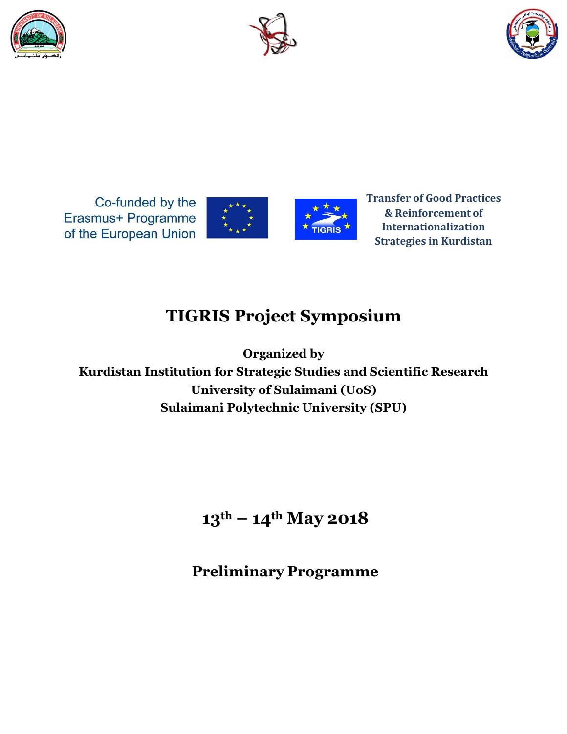Co-funded by the Erasmus+ Programme of the European Union

TIGRIS

**Transfer of Good Practices & Reinforcement of Internationalization Strategies in Kurdistan**

# TIGRIS Project Symposium

**Organized by**
**Kurdistan Institution for Strategic Studies and Scientific Research**
**University of Sulaimani (UoS)**
**Sulaimani Polytechnic University (SPU)**

## 13th – 14th May 2018

## Preliminary Programme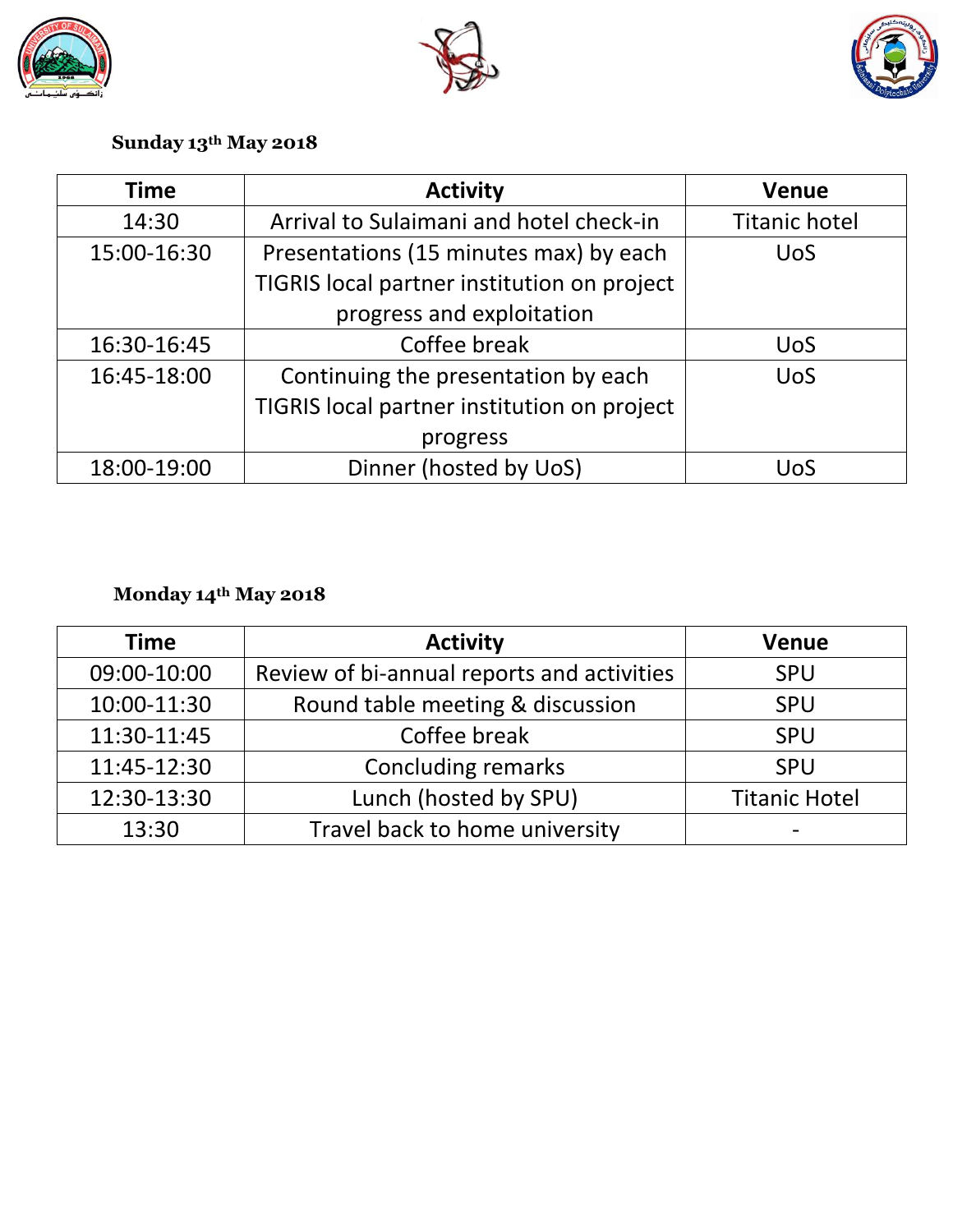**Sunday 13th May 2018**

| Time | Activity | Venue |
|---|---|---|
| 14:30 | Arrival to Sulaimani and hotel check-in | Titanic hotel |
| 15:00-16:30 | Presentations (15 minutes max) by each TIGRIS local partner institution on project progress and exploitation | UoS |
| 16:30-16:45 | Coffee break | UoS |
| 16:45-18:00 | Continuing the presentation by each TIGRIS local partner institution on project progress | UoS |
| 18:00-19:00 | Dinner (hosted by UoS) | UoS |

**Monday 14th May 2018**

| Time | Activity | Venue |
|---|---|---|
| 09:00-10:00 | Review of bi-annual reports and activities | SPU |
| 10:00-11:30 | Round table meeting & discussion | SPU |
| 11:30-11:45 | Coffee break | SPU |
| 11:45-12:30 | Concluding remarks | SPU |
| 12:30-13:30 | Lunch (hosted by SPU) | Titanic Hotel |
| 13:30 | Travel back to home university | - |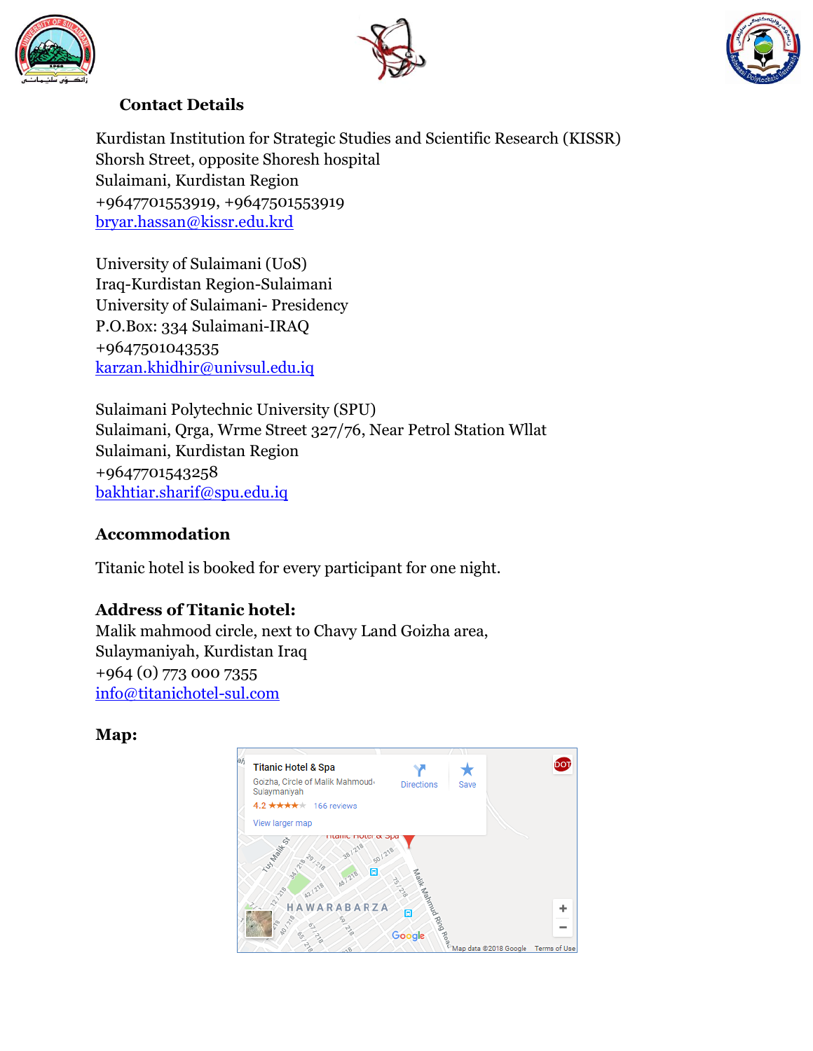## Contact Details

Kurdistan Institution for Strategic Studies and Scientific Research (KISSR)
Shorsh Street, opposite Shoresh hospital
Sulaimani, Kurdistan Region
+9647701553919, +9647501553919
bryar.hassan@kissr.edu.krd

University of Sulaimani (UoS)
Iraq-Kurdistan Region-Sulaimani
University of Sulaimani- Presidency
P.O.Box: 334 Sulaimani-IRAQ
+9647501043535
karzan.khidhir@univsul.edu.iq

Sulaimani Polytechnic University (SPU)
Sulaimani, Qrga, Wrme Street 327/76, Near Petrol Station Wllat
Sulaimani, Kurdistan Region
+9647701543258
bakhtiar.sharif@spu.edu.iq

## Accommodation

Titanic hotel is booked for every participant for one night.

## Address of Titanic hotel:

Malik mahmood circle, next to Chavy Land Goizha area,
Sulaymaniyah, Kurdistan Iraq
+964 (0) 773 000 7355
info@titanichotel-sul.com

## Map: